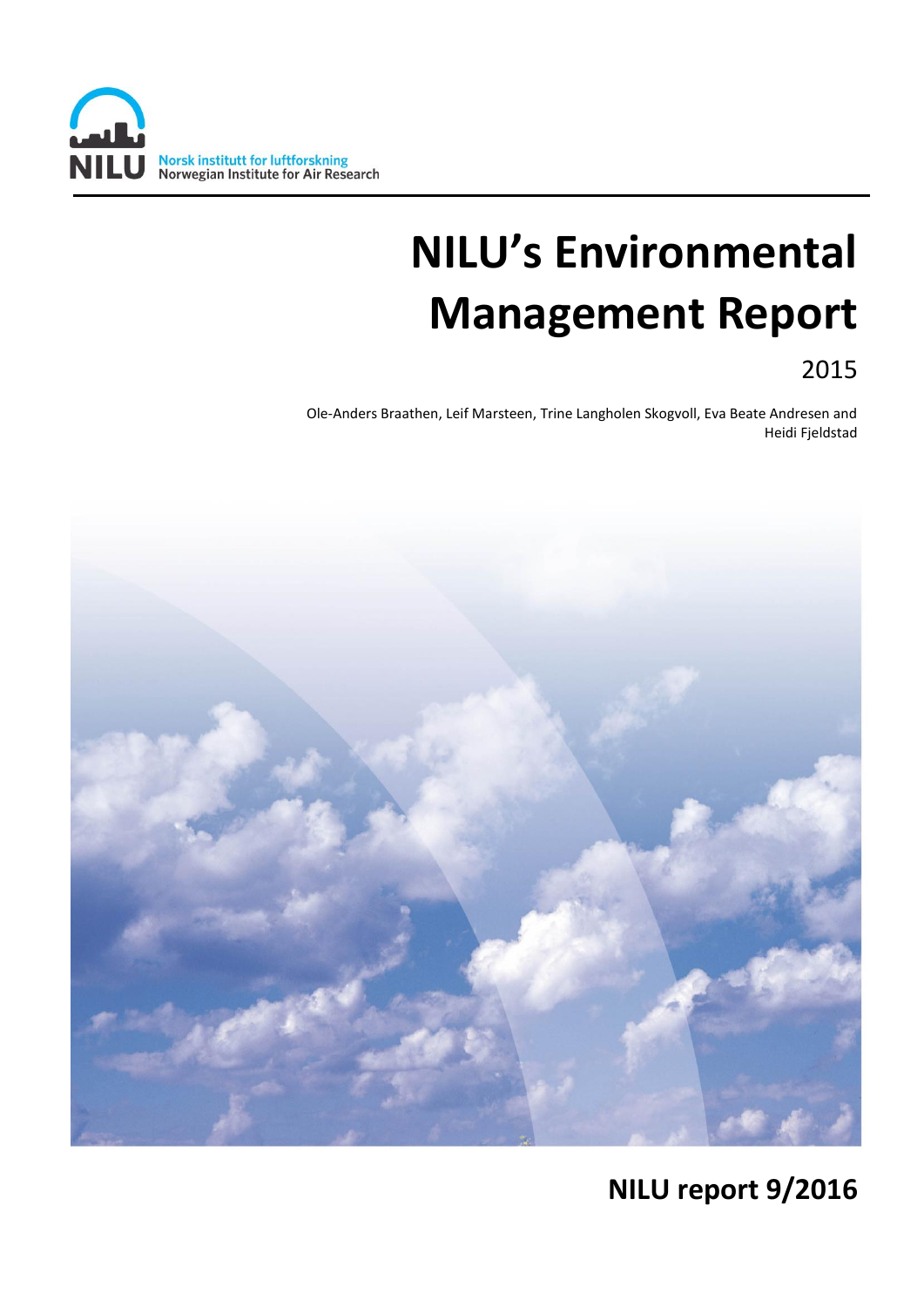Norsk institutt for luftforskning
Norwegian Institute for Air Research

# NILU's Environmental Management Report

2015

Ole-Anders Braathen, Leif Marsteen, Trine Langholen Skogvoll, Eva Beate Andresen and Heidi Fjeldstad

**NILU report 9/2016**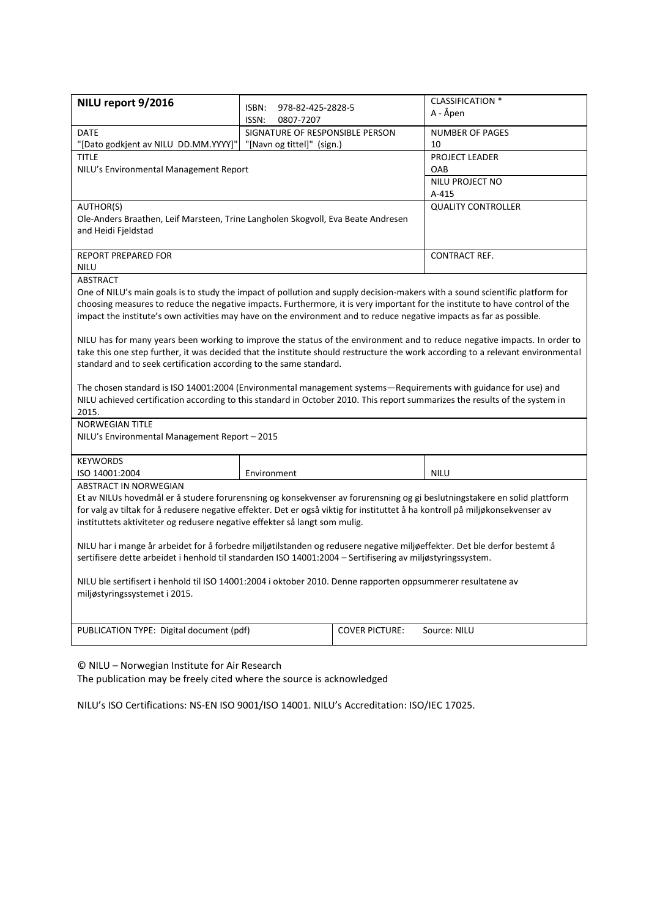| NILU report 9/2016 | ISBN: 978-82-425-2828-5<br>ISSN: 0807-7207 | | CLASSIFICATION *<br>A - Åpen |
|---|---|---|---|
| DATE<br>"[Dato godkjent av NILU DD.MM.YYYY]" | SIGNATURE OF RESPONSIBLE PERSON<br>"[Navn og tittel]" (sign.) | | NUMBER OF PAGES<br>10 |
| TITLE<br>NILU's Environmental Management Report | | | PROJECT LEADER<br>OAB |
| | | | NILU PROJECT NO<br>A-415 |
| AUTHOR(S)<br>Ole-Anders Braathen, Leif Marsteen, Trine Langholen Skogvoll, Eva Beate Andresen and Heidi Fjeldstad | | | QUALITY CONTROLLER |
| REPORT PREPARED FOR<br>NILU | | | CONTRACT REF. |

ABSTRACT

One of NILU's main goals is to study the impact of pollution and supply decision-makers with a sound scientific platform for choosing measures to reduce the negative impacts. Furthermore, it is very important for the institute to have control of the impact the institute's own activities may have on the environment and to reduce negative impacts as far as possible.

NILU has for many years been working to improve the status of the environment and to reduce negative impacts. In order to take this one step further, it was decided that the institute should restructure the work according to a relevant environmental standard and to seek certification according to the same standard.

The chosen standard is ISO 14001:2004 (Environmental management systems—Requirements with guidance for use) and NILU achieved certification according to this standard in October 2010. This report summarizes the results of the system in 2015.

NORWEGIAN TITLE

NILU's Environmental Management Report – 2015

| KEYWORDS | | |
|---|---|---|
| ISO 14001:2004 | Environment | NILU |

ABSTRACT IN NORWEGIAN

Et av NILUs hovedmål er å studere forurensning og konsekvenser av forurensning og gi beslutningstakere en solid plattform for valg av tiltak for å redusere negative effekter. Det er også viktig for instituttet å ha kontroll på miljøkonsekvenser av instituttets aktiviteter og redusere negative effekter så langt som mulig.

NILU har i mange år arbeidet for å forbedre miljøtilstanden og redusere negative miljøeffekter. Det ble derfor bestemt å sertifisere dette arbeidet i henhold til standarden ISO 14001:2004 – Sertifisering av miljøstyringssystem.

NILU ble sertifisert i henhold til ISO 14001:2004 i oktober 2010. Denne rapporten oppsummerer resultatene av miljøstyringssystemet i 2015.

| PUBLICATION TYPE: Digital document (pdf) | COVER PICTURE: Source: NILU |
|---|---|

© NILU – Norwegian Institute for Air Research
The publication may be freely cited where the source is acknowledged

NILU's ISO Certifications: NS-EN ISO 9001/ISO 14001. NILU's Accreditation: ISO/IEC 17025.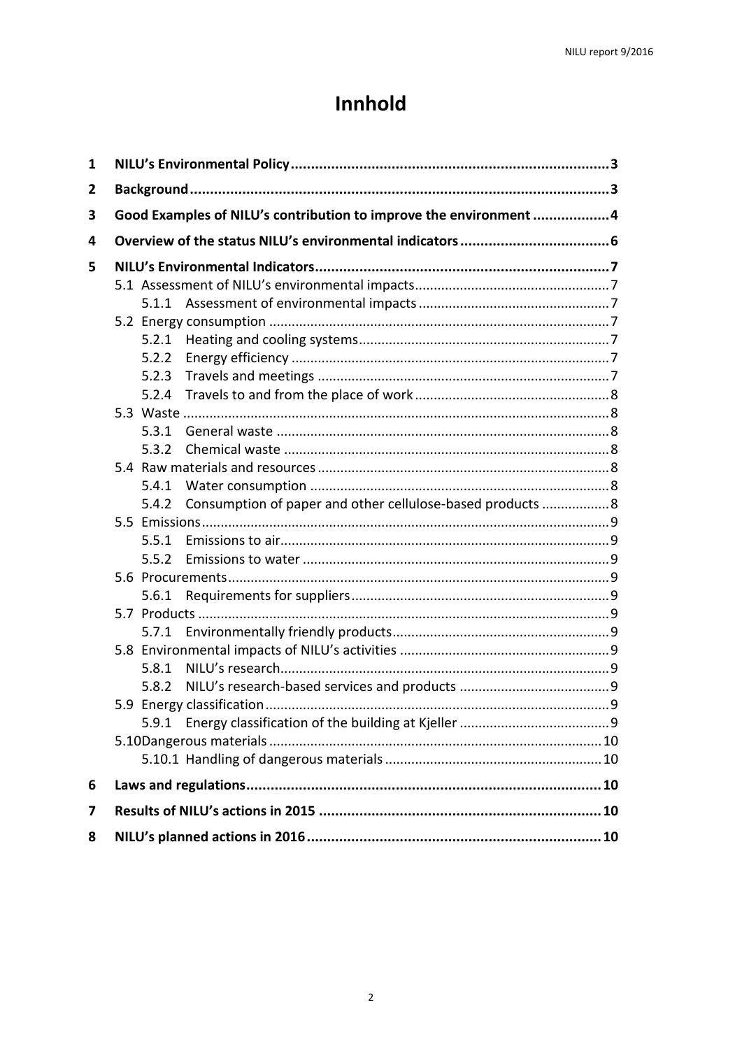# Innhold

1 NILU's Environmental Policy ....... 3
2 Background ....... 3
3 Good Examples of NILU's contribution to improve the environment ....... 4
4 Overview of the status NILU's environmental indicators ....... 6
5 NILU's Environmental Indicators ....... 7
  5.1 Assessment of NILU's environmental impacts ....... 7
    5.1.1 Assessment of environmental impacts ....... 7
  5.2 Energy consumption ....... 7
    5.2.1 Heating and cooling systems ....... 7
    5.2.2 Energy efficiency ....... 7
    5.2.3 Travels and meetings ....... 7
    5.2.4 Travels to and from the place of work ....... 8
  5.3 Waste ....... 8
    5.3.1 General waste ....... 8
    5.3.2 Chemical waste ....... 8
  5.4 Raw materials and resources ....... 8
    5.4.1 Water consumption ....... 8
    5.4.2 Consumption of paper and other cellulose-based products ....... 8
  5.5 Emissions ....... 9
    5.5.1 Emissions to air ....... 9
    5.5.2 Emissions to water ....... 9
  5.6 Procurements ....... 9
    5.6.1 Requirements for suppliers ....... 9
  5.7 Products ....... 9
    5.7.1 Environmentally friendly products ....... 9
  5.8 Environmental impacts of NILU's activities ....... 9
    5.8.1 NILU's research ....... 9
    5.8.2 NILU's research-based services and products ....... 9
  5.9 Energy classification ....... 9
    5.9.1 Energy classification of the building at Kjeller ....... 9
  5.10 Dangerous materials ....... 10
    5.10.1 Handling of dangerous materials ....... 10
6 Laws and regulations ....... 10
7 Results of NILU's actions in 2015 ....... 10
8 NILU's planned actions in 2016 ....... 10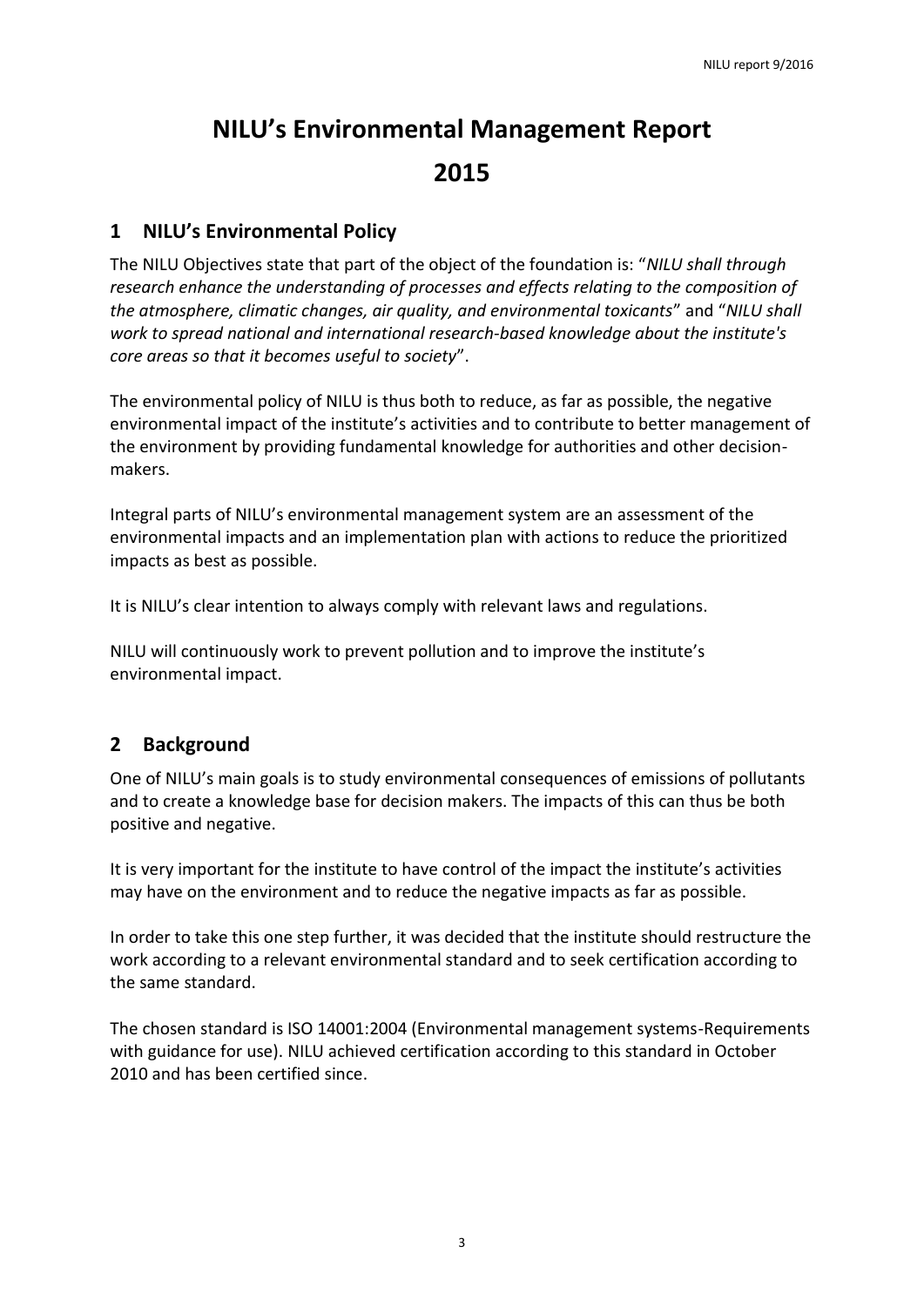# NILU's Environmental Management Report 2015

## 1 NILU's Environmental Policy

The NILU Objectives state that part of the object of the foundation is: "*NILU shall through research enhance the understanding of processes and effects relating to the composition of the atmosphere, climatic changes, air quality, and environmental toxicants*" and "*NILU shall work to spread national and international research-based knowledge about the institute's core areas so that it becomes useful to society*".

The environmental policy of NILU is thus both to reduce, as far as possible, the negative environmental impact of the institute's activities and to contribute to better management of the environment by providing fundamental knowledge for authorities and other decision-makers.

Integral parts of NILU's environmental management system are an assessment of the environmental impacts and an implementation plan with actions to reduce the prioritized impacts as best as possible.

It is NILU's clear intention to always comply with relevant laws and regulations.

NILU will continuously work to prevent pollution and to improve the institute's environmental impact.

## 2 Background

One of NILU's main goals is to study environmental consequences of emissions of pollutants and to create a knowledge base for decision makers. The impacts of this can thus be both positive and negative.

It is very important for the institute to have control of the impact the institute's activities may have on the environment and to reduce the negative impacts as far as possible.

In order to take this one step further, it was decided that the institute should restructure the work according to a relevant environmental standard and to seek certification according to the same standard.

The chosen standard is ISO 14001:2004 (Environmental management systems-Requirements with guidance for use). NILU achieved certification according to this standard in October 2010 and has been certified since.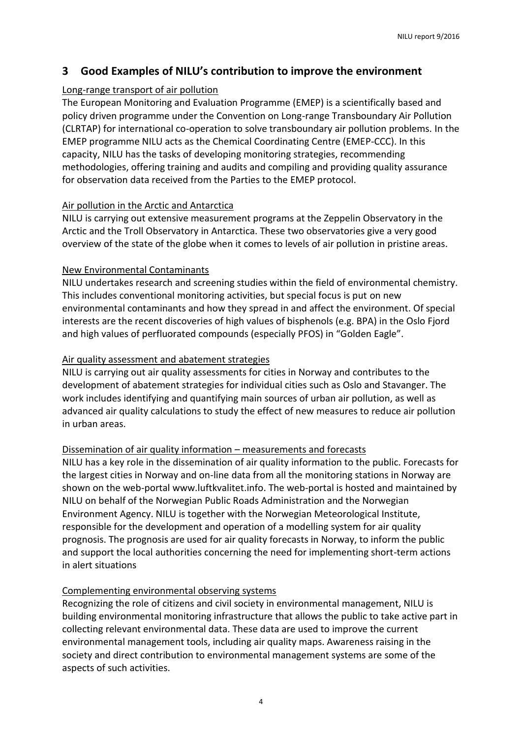## 3 Good Examples of NILU's contribution to improve the environment

Long-range transport of air pollution

The European Monitoring and Evaluation Programme (EMEP) is a scientifically based and policy driven programme under the Convention on Long-range Transboundary Air Pollution (CLRTAP) for international co-operation to solve transboundary air pollution problems. In the EMEP programme NILU acts as the Chemical Coordinating Centre (EMEP-CCC). In this capacity, NILU has the tasks of developing monitoring strategies, recommending methodologies, offering training and audits and compiling and providing quality assurance for observation data received from the Parties to the EMEP protocol.

Air pollution in the Arctic and Antarctica

NILU is carrying out extensive measurement programs at the Zeppelin Observatory in the Arctic and the Troll Observatory in Antarctica. These two observatories give a very good overview of the state of the globe when it comes to levels of air pollution in pristine areas.

New Environmental Contaminants

NILU undertakes research and screening studies within the field of environmental chemistry. This includes conventional monitoring activities, but special focus is put on new environmental contaminants and how they spread in and affect the environment. Of special interests are the recent discoveries of high values of bisphenols (e.g. BPA) in the Oslo Fjord and high values of perfluorated compounds (especially PFOS) in "Golden Eagle".

Air quality assessment and abatement strategies

NILU is carrying out air quality assessments for cities in Norway and contributes to the development of abatement strategies for individual cities such as Oslo and Stavanger. The work includes identifying and quantifying main sources of urban air pollution, as well as advanced air quality calculations to study the effect of new measures to reduce air pollution in urban areas.

Dissemination of air quality information – measurements and forecasts

NILU has a key role in the dissemination of air quality information to the public. Forecasts for the largest cities in Norway and on-line data from all the monitoring stations in Norway are shown on the web-portal www.luftkvalitet.info. The web-portal is hosted and maintained by NILU on behalf of the Norwegian Public Roads Administration and the Norwegian Environment Agency. NILU is together with the Norwegian Meteorological Institute, responsible for the development and operation of a modelling system for air quality prognosis. The prognosis are used for air quality forecasts in Norway, to inform the public and support the local authorities concerning the need for implementing short-term actions in alert situations

Complementing environmental observing systems

Recognizing the role of citizens and civil society in environmental management, NILU is building environmental monitoring infrastructure that allows the public to take active part in collecting relevant environmental data. These data are used to improve the current environmental management tools, including air quality maps. Awareness raising in the society and direct contribution to environmental management systems are some of the aspects of such activities.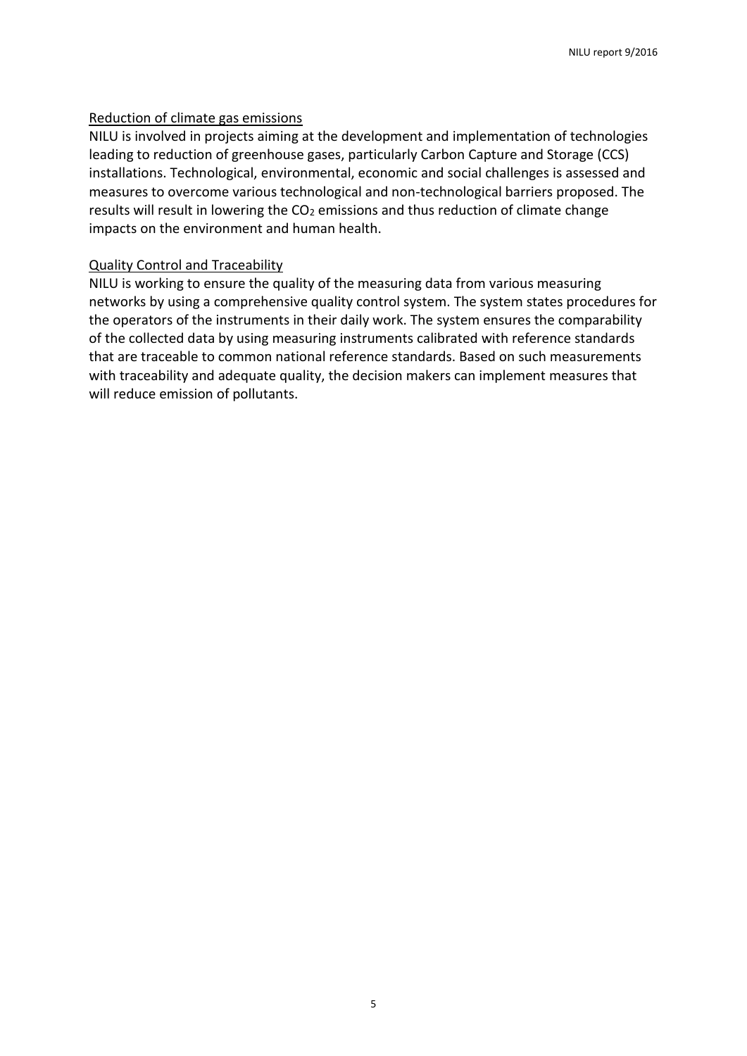Reduction of climate gas emissions

NILU is involved in projects aiming at the development and implementation of technologies leading to reduction of greenhouse gases, particularly Carbon Capture and Storage (CCS) installations. Technological, environmental, economic and social challenges is assessed and measures to overcome various technological and non-technological barriers proposed. The results will result in lowering the $CO_2$ emissions and thus reduction of climate change impacts on the environment and human health.

Quality Control and Traceability

NILU is working to ensure the quality of the measuring data from various measuring networks by using a comprehensive quality control system. The system states procedures for the operators of the instruments in their daily work. The system ensures the comparability of the collected data by using measuring instruments calibrated with reference standards that are traceable to common national reference standards. Based on such measurements with traceability and adequate quality, the decision makers can implement measures that will reduce emission of pollutants.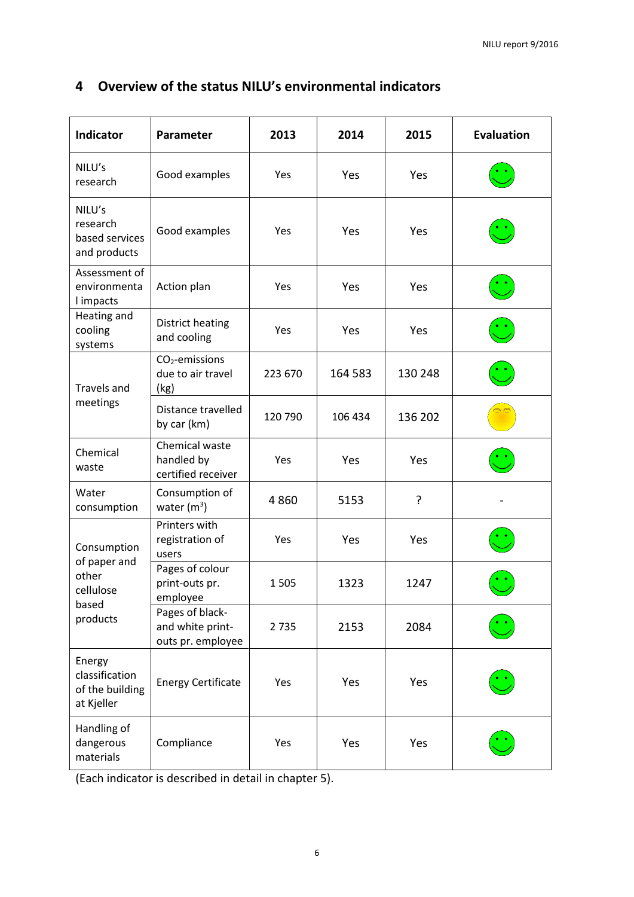# 4 Overview of the status NILU's environmental indicators

| Indicator | Parameter | 2013 | 2014 | 2015 | Evaluation |
|---|---|---|---|---|---|
| NILU's research | Good examples | Yes | Yes | Yes | 🙂 |
| NILU's research based services and products | Good examples | Yes | Yes | Yes | 🙂 |
| Assessment of environmental impacts | Action plan | Yes | Yes | Yes | 🙂 |
| Heating and cooling systems | District heating and cooling | Yes | Yes | Yes | 🙂 |
| Travels and meetings | $CO_2$-emissions due to air travel (kg) | 223 670 | 164 583 | 130 248 | 🙂 |
| | Distance travelled by car (km) | 120 790 | 106 434 | 136 202 | 😐 |
| Chemical waste | Chemical waste handled by certified receiver | Yes | Yes | Yes | 🙂 |
| Water consumption | Consumption of water ($m^3$) | 4 860 | 5153 | ? | - |
| Consumption of paper and other cellulose based products | Printers with registration of users | Yes | Yes | Yes | 🙂 |
| | Pages of colour print-outs pr. employee | 1 505 | 1323 | 1247 | 🙂 |
| | Pages of black-and white print-outs pr. employee | 2 735 | 2153 | 2084 | 🙂 |
| Energy classification of the building at Kjeller | Energy Certificate | Yes | Yes | Yes | 🙂 |
| Handling of dangerous materials | Compliance | Yes | Yes | Yes | 🙂 |

(Each indicator is described in detail in chapter 5).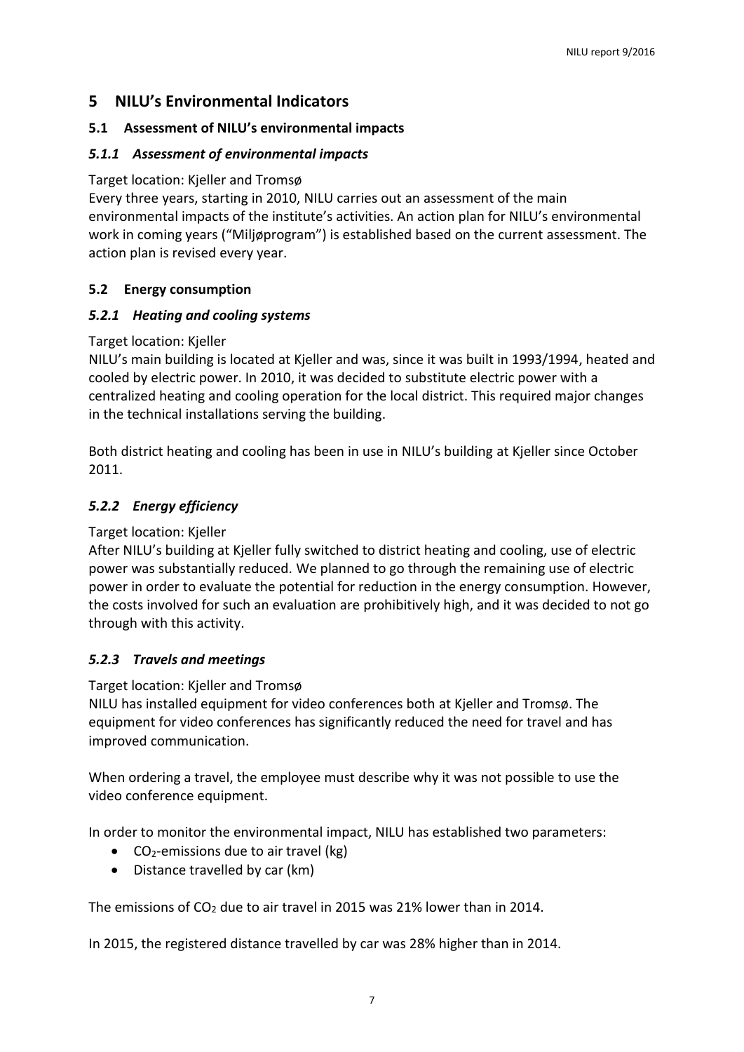# 5 NILU's Environmental Indicators

## 5.1 Assessment of NILU's environmental impacts

### *5.1.1 Assessment of environmental impacts*

Target location: Kjeller and Tromsø
Every three years, starting in 2010, NILU carries out an assessment of the main environmental impacts of the institute's activities. An action plan for NILU's environmental work in coming years ("Miljøprogram") is established based on the current assessment. The action plan is revised every year.

## 5.2 Energy consumption

### *5.2.1 Heating and cooling systems*

Target location: Kjeller
NILU's main building is located at Kjeller and was, since it was built in 1993/1994, heated and cooled by electric power. In 2010, it was decided to substitute electric power with a centralized heating and cooling operation for the local district. This required major changes in the technical installations serving the building.

Both district heating and cooling has been in use in NILU's building at Kjeller since October 2011.

### *5.2.2 Energy efficiency*

Target location: Kjeller
After NILU's building at Kjeller fully switched to district heating and cooling, use of electric power was substantially reduced. We planned to go through the remaining use of electric power in order to evaluate the potential for reduction in the energy consumption. However, the costs involved for such an evaluation are prohibitively high, and it was decided to not go through with this activity.

### *5.2.3 Travels and meetings*

Target location: Kjeller and Tromsø
NILU has installed equipment for video conferences both at Kjeller and Tromsø. The equipment for video conferences has significantly reduced the need for travel and has improved communication.

When ordering a travel, the employee must describe why it was not possible to use the video conference equipment.

In order to monitor the environmental impact, NILU has established two parameters:

- $CO_2$-emissions due to air travel (kg)
- Distance travelled by car (km)

The emissions of $CO_2$ due to air travel in 2015 was 21% lower than in 2014.

In 2015, the registered distance travelled by car was 28% higher than in 2014.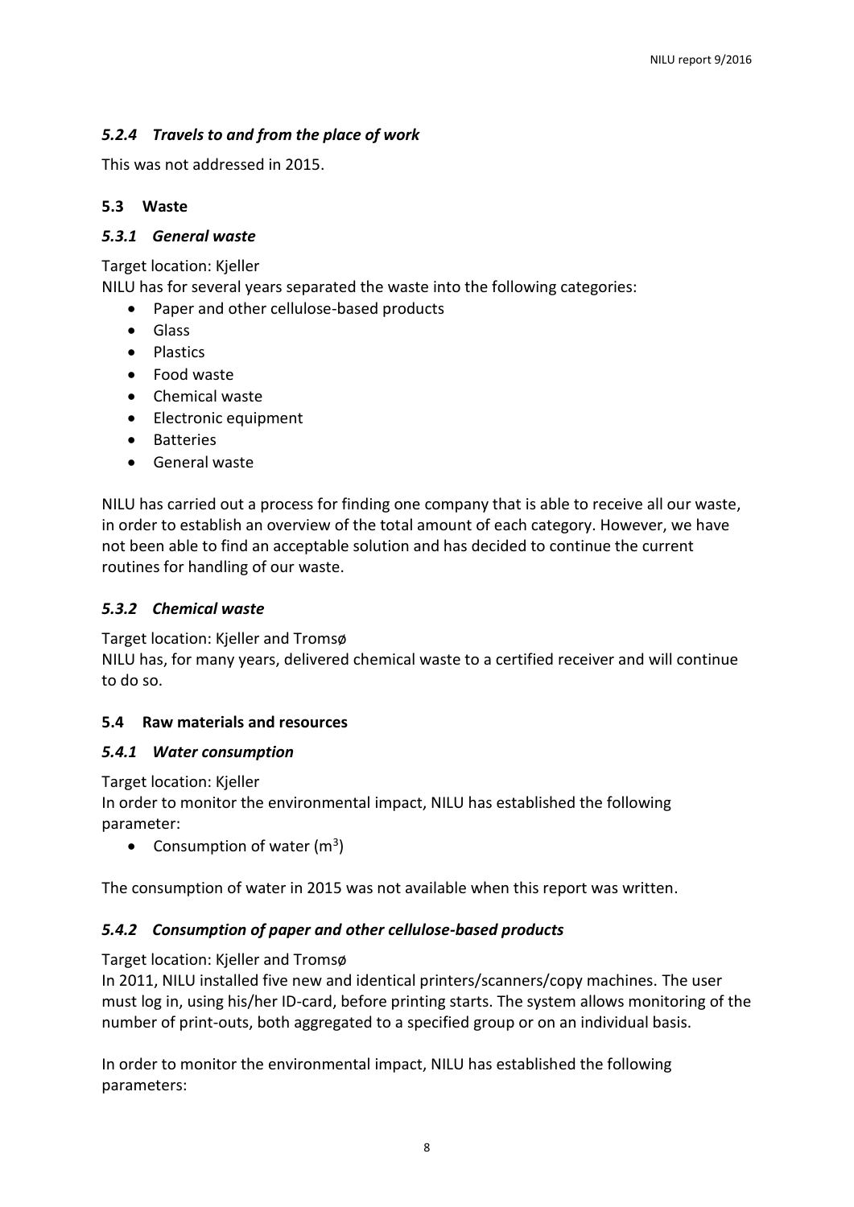#### *5.2.4 Travels to and from the place of work*

This was not addressed in 2015.

### 5.3 Waste

#### *5.3.1 General waste*

Target location: Kjeller
NILU has for several years separated the waste into the following categories:

- Paper and other cellulose-based products
- Glass
- Plastics
- Food waste
- Chemical waste
- Electronic equipment
- Batteries
- General waste

NILU has carried out a process for finding one company that is able to receive all our waste, in order to establish an overview of the total amount of each category. However, we have not been able to find an acceptable solution and has decided to continue the current routines for handling of our waste.

#### *5.3.2 Chemical waste*

Target location: Kjeller and Tromsø
NILU has, for many years, delivered chemical waste to a certified receiver and will continue to do so.

### 5.4 Raw materials and resources

#### *5.4.1 Water consumption*

Target location: Kjeller
In order to monitor the environmental impact, NILU has established the following parameter:

- Consumption of water ($m^3$)

The consumption of water in 2015 was not available when this report was written.

#### *5.4.2 Consumption of paper and other cellulose-based products*

Target location: Kjeller and Tromsø
In 2011, NILU installed five new and identical printers/scanners/copy machines. The user must log in, using his/her ID-card, before printing starts. The system allows monitoring of the number of print-outs, both aggregated to a specified group or on an individual basis.

In order to monitor the environmental impact, NILU has established the following parameters: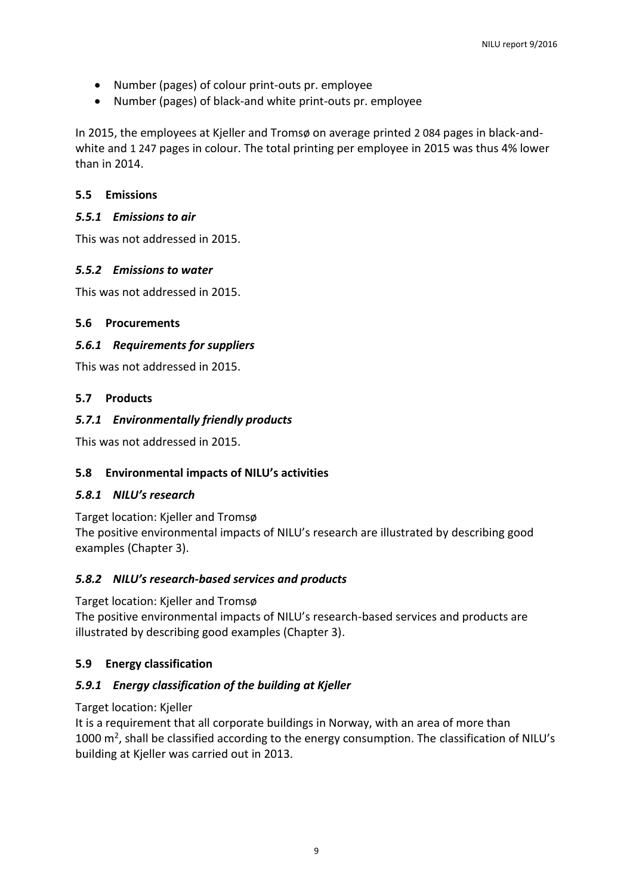- Number (pages) of colour print-outs pr. employee
- Number (pages) of black-and white print-outs pr. employee

In 2015, the employees at Kjeller and Tromsø on average printed 2 084 pages in black-and-white and 1 247 pages in colour. The total printing per employee in 2015 was thus 4% lower than in 2014.

## 5.5 Emissions

### *5.5.1 Emissions to air*

This was not addressed in 2015.

### *5.5.2 Emissions to water*

This was not addressed in 2015.

## 5.6 Procurements

### *5.6.1 Requirements for suppliers*

This was not addressed in 2015.

## 5.7 Products

### *5.7.1 Environmentally friendly products*

This was not addressed in 2015.

## 5.8 Environmental impacts of NILU's activities

### *5.8.1 NILU's research*

Target location: Kjeller and Tromsø
The positive environmental impacts of NILU's research are illustrated by describing good examples (Chapter 3).

### *5.8.2 NILU's research-based services and products*

Target location: Kjeller and Tromsø
The positive environmental impacts of NILU's research-based services and products are illustrated by describing good examples (Chapter 3).

## 5.9 Energy classification

### *5.9.1 Energy classification of the building at Kjeller*

Target location: Kjeller
It is a requirement that all corporate buildings in Norway, with an area of more than 1000 $m^2$, shall be classified according to the energy consumption. The classification of NILU's building at Kjeller was carried out in 2013.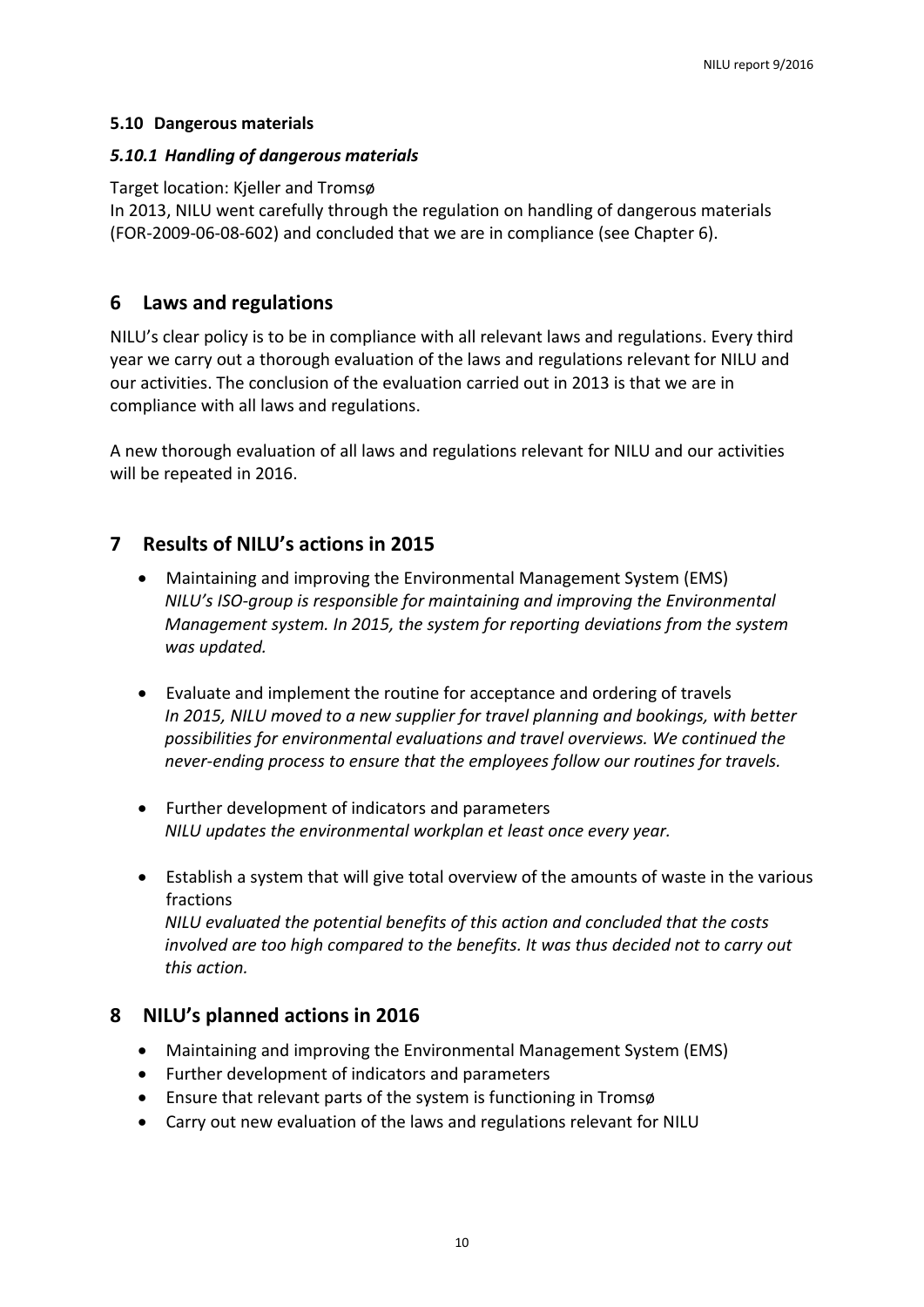### 5.10 Dangerous materials

#### *5.10.1 Handling of dangerous materials*

Target location: Kjeller and Tromsø
In 2013, NILU went carefully through the regulation on handling of dangerous materials (FOR-2009-06-08-602) and concluded that we are in compliance (see Chapter 6).

## 6 Laws and regulations

NILU's clear policy is to be in compliance with all relevant laws and regulations. Every third year we carry out a thorough evaluation of the laws and regulations relevant for NILU and our activities. The conclusion of the evaluation carried out in 2013 is that we are in compliance with all laws and regulations.

A new thorough evaluation of all laws and regulations relevant for NILU and our activities will be repeated in 2016.

## 7 Results of NILU's actions in 2015

- Maintaining and improving the Environmental Management System (EMS)
  *NILU's ISO-group is responsible for maintaining and improving the Environmental Management system. In 2015, the system for reporting deviations from the system was updated.*

- Evaluate and implement the routine for acceptance and ordering of travels
  *In 2015, NILU moved to a new supplier for travel planning and bookings, with better possibilities for environmental evaluations and travel overviews. We continued the never-ending process to ensure that the employees follow our routines for travels.*

- Further development of indicators and parameters
  *NILU updates the environmental workplan et least once every year.*

- Establish a system that will give total overview of the amounts of waste in the various fractions
  *NILU evaluated the potential benefits of this action and concluded that the costs involved are too high compared to the benefits. It was thus decided not to carry out this action.*

## 8 NILU's planned actions in 2016

- Maintaining and improving the Environmental Management System (EMS)
- Further development of indicators and parameters
- Ensure that relevant parts of the system is functioning in Tromsø
- Carry out new evaluation of the laws and regulations relevant for NILU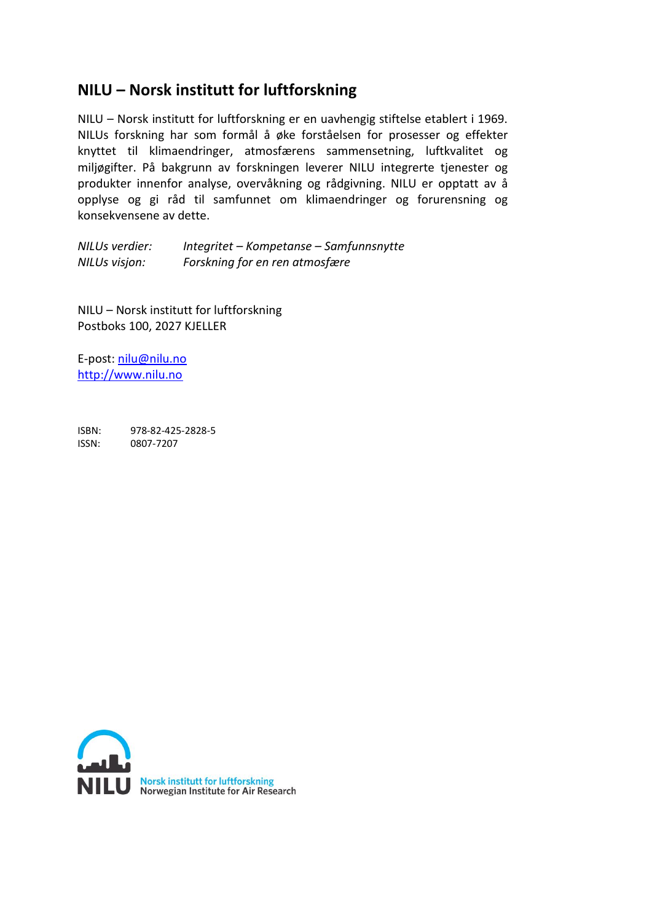# NILU – Norsk institutt for luftforskning

NILU – Norsk institutt for luftforskning er en uavhengig stiftelse etablert i 1969. NILUs forskning har som formål å øke forståelsen for prosesser og effekter knyttet til klimaendringer, atmosfærens sammensetning, luftkvalitet og miljøgifter. På bakgrunn av forskningen leverer NILU integrerte tjenester og produkter innenfor analyse, overvåkning og rådgivning. NILU er opptatt av å opplyse og gi råd til samfunnet om klimaendringer og forurensning og konsekvensene av dette.

*NILUs verdier:* *Integritet – Kompetanse – Samfunnsnytte*
*NILUs visjon:* *Forskning for en ren atmosfære*

NILU – Norsk institutt for luftforskning
Postboks 100, 2027 KJELLER

E-post: nilu@nilu.no
http://www.nilu.no

ISBN: 978-82-425-2828-5
ISSN: 0807-7207

NILU Norsk institutt for luftforskning
Norwegian Institute for Air Research